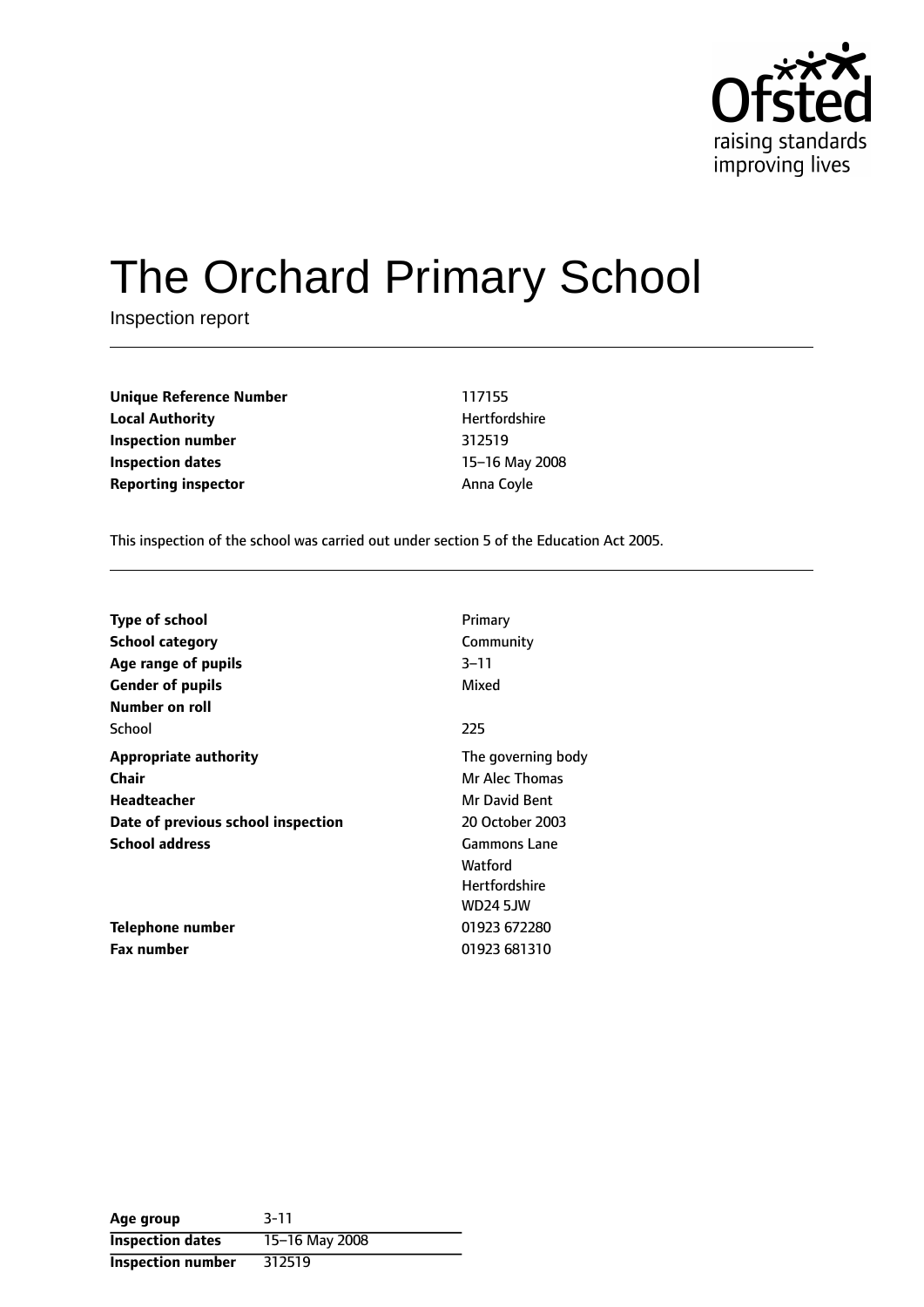# The Orchard Primary School

Inspection report

| | |
|---|---|
| **Unique Reference Number** | 117155 |
| **Local Authority** | Hertfordshire |
| **Inspection number** | 312519 |
| **Inspection dates** | 15–16 May 2008 |
| **Reporting inspector** | Anna Coyle |

This inspection of the school was carried out under section 5 of the Education Act 2005.

| | |
|---|---|
| **Type of school** | Primary |
| **School category** | Community |
| **Age range of pupils** | 3–11 |
| **Gender of pupils** | Mixed |
| **Number on roll** | |
| School | 225 |
| **Appropriate authority** | The governing body |
| **Chair** | Mr Alec Thomas |
| **Headteacher** | Mr David Bent |
| **Date of previous school inspection** | 20 October 2003 |
| **School address** | Gammons Lane<br>Watford<br>Hertfordshire<br>WD24 5JW |
| **Telephone number** | 01923 672280 |
| **Fax number** | 01923 681310 |

| | |
|---|---|
| **Age group** | 3-11 |
| **Inspection dates** | 15–16 May 2008 |
| **Inspection number** | 312519 |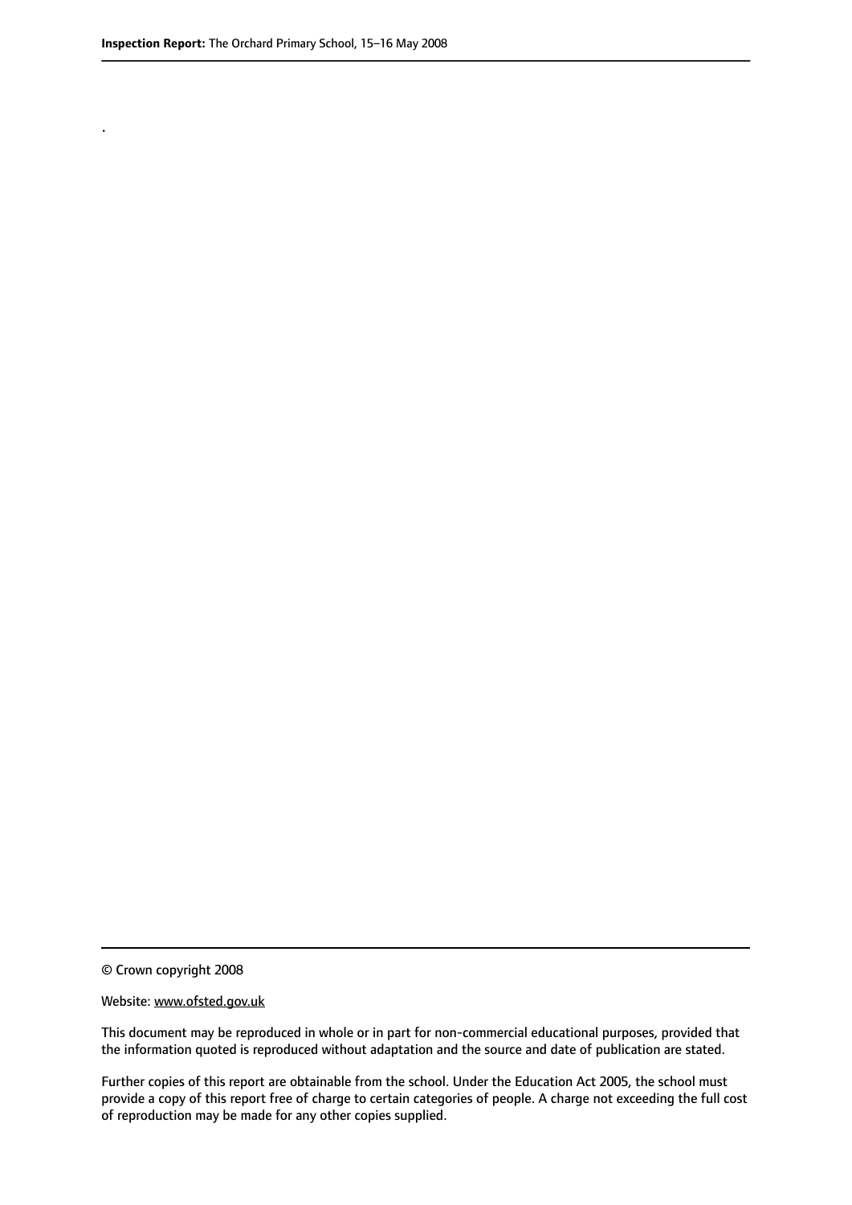.

© Crown copyright 2008

Website: www.ofsted.gov.uk

This document may be reproduced in whole or in part for non-commercial educational purposes, provided that the information quoted is reproduced without adaptation and the source and date of publication are stated.

Further copies of this report are obtainable from the school. Under the Education Act 2005, the school must provide a copy of this report free of charge to certain categories of people. A charge not exceeding the full cost of reproduction may be made for any other copies supplied.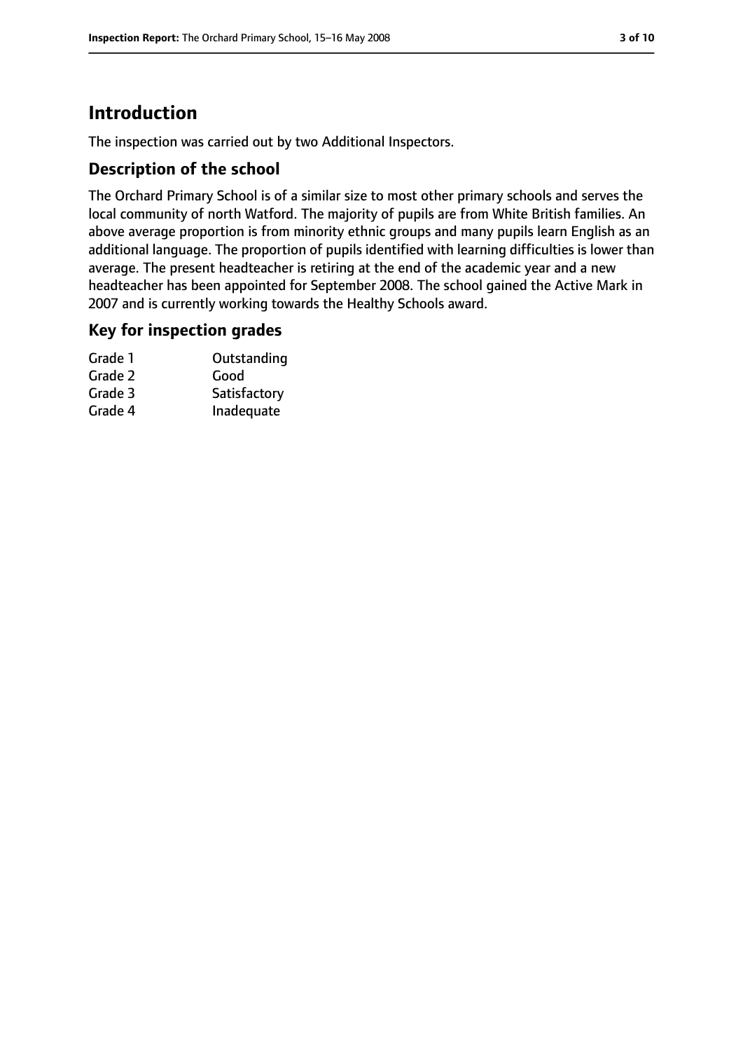# Introduction

The inspection was carried out by two Additional Inspectors.

## Description of the school

The Orchard Primary School is of a similar size to most other primary schools and serves the local community of north Watford. The majority of pupils are from White British families. An above average proportion is from minority ethnic groups and many pupils learn English as an additional language. The proportion of pupils identified with learning difficulties is lower than average. The present headteacher is retiring at the end of the academic year and a new headteacher has been appointed for September 2008. The school gained the Active Mark in 2007 and is currently working towards the Healthy Schools award.

## Key for inspection grades

| | |
|---|---|
| Grade 1 | Outstanding |
| Grade 2 | Good |
| Grade 3 | Satisfactory |
| Grade 4 | Inadequate |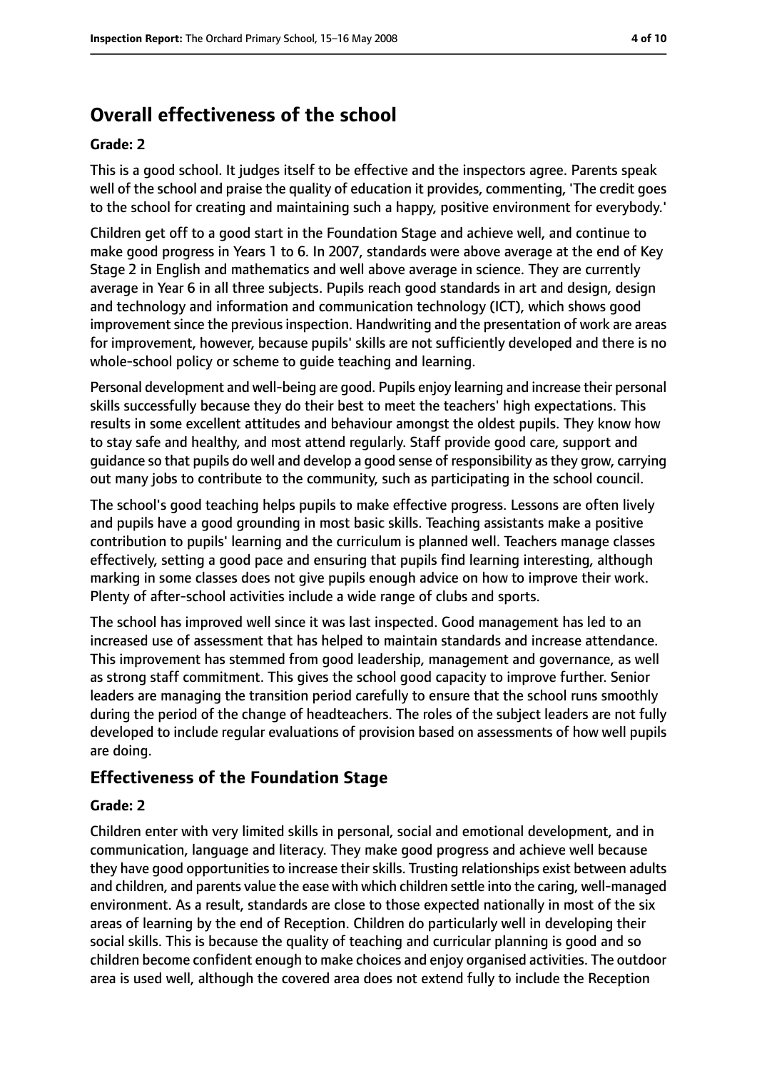# Overall effectiveness of the school

### Grade: 2

This is a good school. It judges itself to be effective and the inspectors agree. Parents speak well of the school and praise the quality of education it provides, commenting, 'The credit goes to the school for creating and maintaining such a happy, positive environment for everybody.'

Children get off to a good start in the Foundation Stage and achieve well, and continue to make good progress in Years 1 to 6. In 2007, standards were above average at the end of Key Stage 2 in English and mathematics and well above average in science. They are currently average in Year 6 in all three subjects. Pupils reach good standards in art and design, design and technology and information and communication technology (ICT), which shows good improvement since the previous inspection. Handwriting and the presentation of work are areas for improvement, however, because pupils' skills are not sufficiently developed and there is no whole-school policy or scheme to guide teaching and learning.

Personal development and well-being are good. Pupils enjoy learning and increase their personal skills successfully because they do their best to meet the teachers' high expectations. This results in some excellent attitudes and behaviour amongst the oldest pupils. They know how to stay safe and healthy, and most attend regularly. Staff provide good care, support and guidance so that pupils do well and develop a good sense of responsibility as they grow, carrying out many jobs to contribute to the community, such as participating in the school council.

The school's good teaching helps pupils to make effective progress. Lessons are often lively and pupils have a good grounding in most basic skills. Teaching assistants make a positive contribution to pupils' learning and the curriculum is planned well. Teachers manage classes effectively, setting a good pace and ensuring that pupils find learning interesting, although marking in some classes does not give pupils enough advice on how to improve their work. Plenty of after-school activities include a wide range of clubs and sports.

The school has improved well since it was last inspected. Good management has led to an increased use of assessment that has helped to maintain standards and increase attendance. This improvement has stemmed from good leadership, management and governance, as well as strong staff commitment. This gives the school good capacity to improve further. Senior leaders are managing the transition period carefully to ensure that the school runs smoothly during the period of the change of headteachers. The roles of the subject leaders are not fully developed to include regular evaluations of provision based on assessments of how well pupils are doing.

## Effectiveness of the Foundation Stage

### Grade: 2

Children enter with very limited skills in personal, social and emotional development, and in communication, language and literacy. They make good progress and achieve well because they have good opportunities to increase their skills. Trusting relationships exist between adults and children, and parents value the ease with which children settle into the caring, well-managed environment. As a result, standards are close to those expected nationally in most of the six areas of learning by the end of Reception. Children do particularly well in developing their social skills. This is because the quality of teaching and curricular planning is good and so children become confident enough to make choices and enjoy organised activities. The outdoor area is used well, although the covered area does not extend fully to include the Reception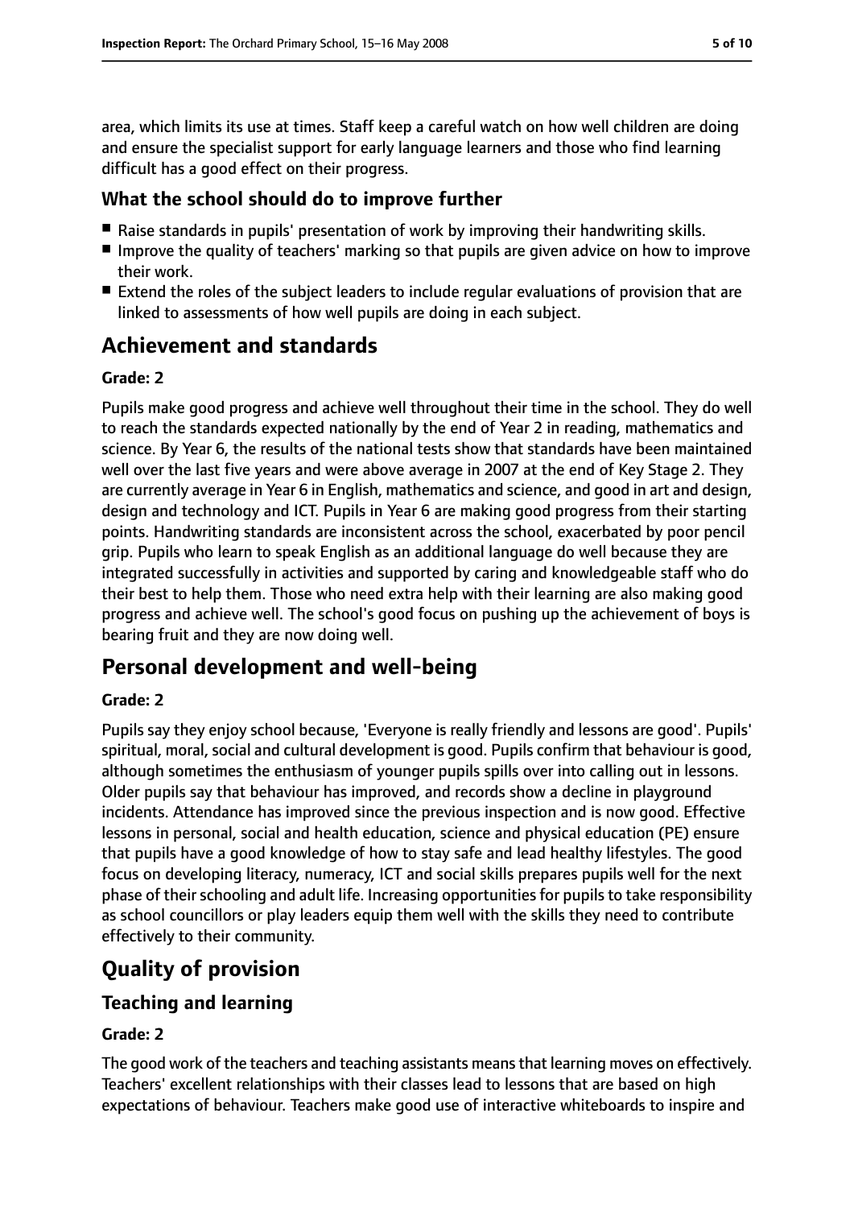area, which limits its use at times. Staff keep a careful watch on how well children are doing and ensure the specialist support for early language learners and those who find learning difficult has a good effect on their progress.

### What the school should do to improve further

- Raise standards in pupils' presentation of work by improving their handwriting skills.
- Improve the quality of teachers' marking so that pupils are given advice on how to improve their work.
- Extend the roles of the subject leaders to include regular evaluations of provision that are linked to assessments of how well pupils are doing in each subject.

## Achievement and standards

#### Grade: 2

Pupils make good progress and achieve well throughout their time in the school. They do well to reach the standards expected nationally by the end of Year 2 in reading, mathematics and science. By Year 6, the results of the national tests show that standards have been maintained well over the last five years and were above average in 2007 at the end of Key Stage 2. They are currently average in Year 6 in English, mathematics and science, and good in art and design, design and technology and ICT. Pupils in Year 6 are making good progress from their starting points. Handwriting standards are inconsistent across the school, exacerbated by poor pencil grip. Pupils who learn to speak English as an additional language do well because they are integrated successfully in activities and supported by caring and knowledgeable staff who do their best to help them. Those who need extra help with their learning are also making good progress and achieve well. The school's good focus on pushing up the achievement of boys is bearing fruit and they are now doing well.

## Personal development and well-being

#### Grade: 2

Pupils say they enjoy school because, 'Everyone is really friendly and lessons are good'. Pupils' spiritual, moral, social and cultural development is good. Pupils confirm that behaviour is good, although sometimes the enthusiasm of younger pupils spills over into calling out in lessons. Older pupils say that behaviour has improved, and records show a decline in playground incidents. Attendance has improved since the previous inspection and is now good. Effective lessons in personal, social and health education, science and physical education (PE) ensure that pupils have a good knowledge of how to stay safe and lead healthy lifestyles. The good focus on developing literacy, numeracy, ICT and social skills prepares pupils well for the next phase of their schooling and adult life. Increasing opportunities for pupils to take responsibility as school councillors or play leaders equip them well with the skills they need to contribute effectively to their community.

## Quality of provision

### Teaching and learning

#### Grade: 2

The good work of the teachers and teaching assistants means that learning moves on effectively. Teachers' excellent relationships with their classes lead to lessons that are based on high expectations of behaviour. Teachers make good use of interactive whiteboards to inspire and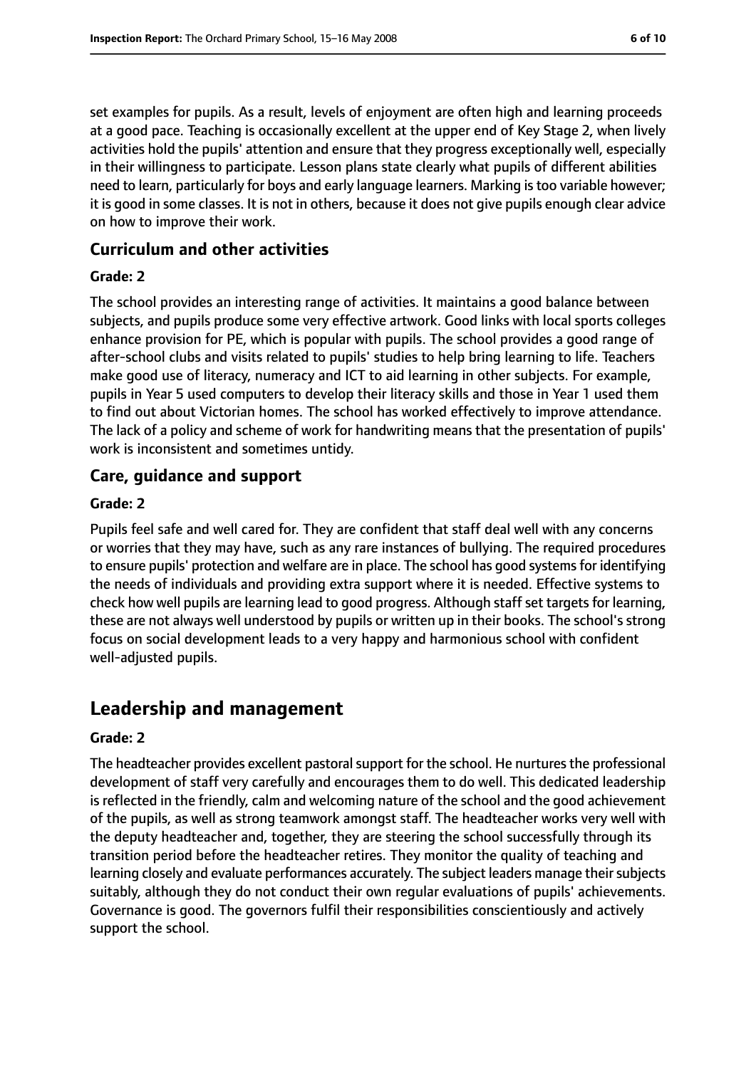set examples for pupils. As a result, levels of enjoyment are often high and learning proceeds at a good pace. Teaching is occasionally excellent at the upper end of Key Stage 2, when lively activities hold the pupils' attention and ensure that they progress exceptionally well, especially in their willingness to participate. Lesson plans state clearly what pupils of different abilities need to learn, particularly for boys and early language learners. Marking is too variable however; it is good in some classes. It is not in others, because it does not give pupils enough clear advice on how to improve their work.

### Curriculum and other activities

#### Grade: 2

The school provides an interesting range of activities. It maintains a good balance between subjects, and pupils produce some very effective artwork. Good links with local sports colleges enhance provision for PE, which is popular with pupils. The school provides a good range of after-school clubs and visits related to pupils' studies to help bring learning to life. Teachers make good use of literacy, numeracy and ICT to aid learning in other subjects. For example, pupils in Year 5 used computers to develop their literacy skills and those in Year 1 used them to find out about Victorian homes. The school has worked effectively to improve attendance. The lack of a policy and scheme of work for handwriting means that the presentation of pupils' work is inconsistent and sometimes untidy.

### Care, guidance and support

#### Grade: 2

Pupils feel safe and well cared for. They are confident that staff deal well with any concerns or worries that they may have, such as any rare instances of bullying. The required procedures to ensure pupils' protection and welfare are in place. The school has good systems for identifying the needs of individuals and providing extra support where it is needed. Effective systems to check how well pupils are learning lead to good progress. Although staff set targets for learning, these are not always well understood by pupils or written up in their books. The school's strong focus on social development leads to a very happy and harmonious school with confident well-adjusted pupils.

## Leadership and management

#### Grade: 2

The headteacher provides excellent pastoral support for the school. He nurtures the professional development of staff very carefully and encourages them to do well. This dedicated leadership is reflected in the friendly, calm and welcoming nature of the school and the good achievement of the pupils, as well as strong teamwork amongst staff. The headteacher works very well with the deputy headteacher and, together, they are steering the school successfully through its transition period before the headteacher retires. They monitor the quality of teaching and learning closely and evaluate performances accurately. The subject leaders manage their subjects suitably, although they do not conduct their own regular evaluations of pupils' achievements. Governance is good. The governors fulfil their responsibilities conscientiously and actively support the school.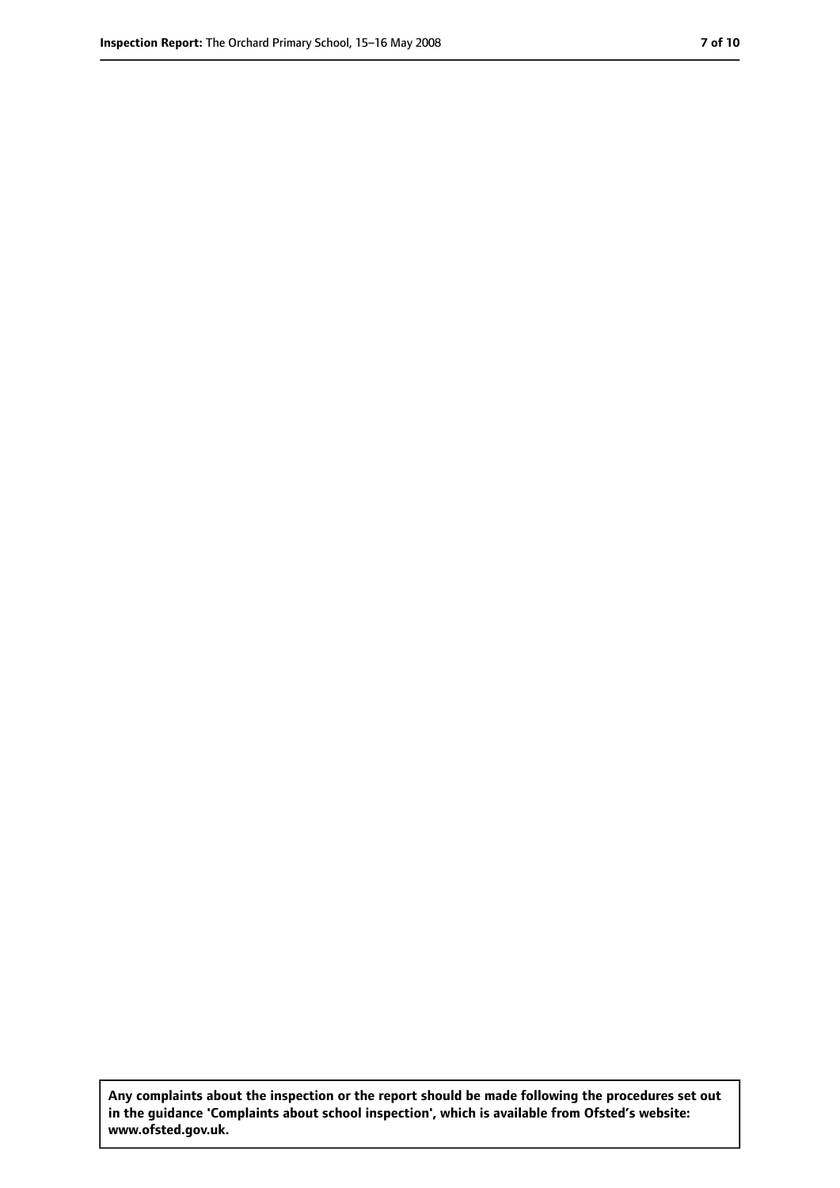**Any complaints about the inspection or the report should be made following the procedures set out in the guidance 'Complaints about school inspection', which is available from Ofsted's website: www.ofsted.gov.uk.**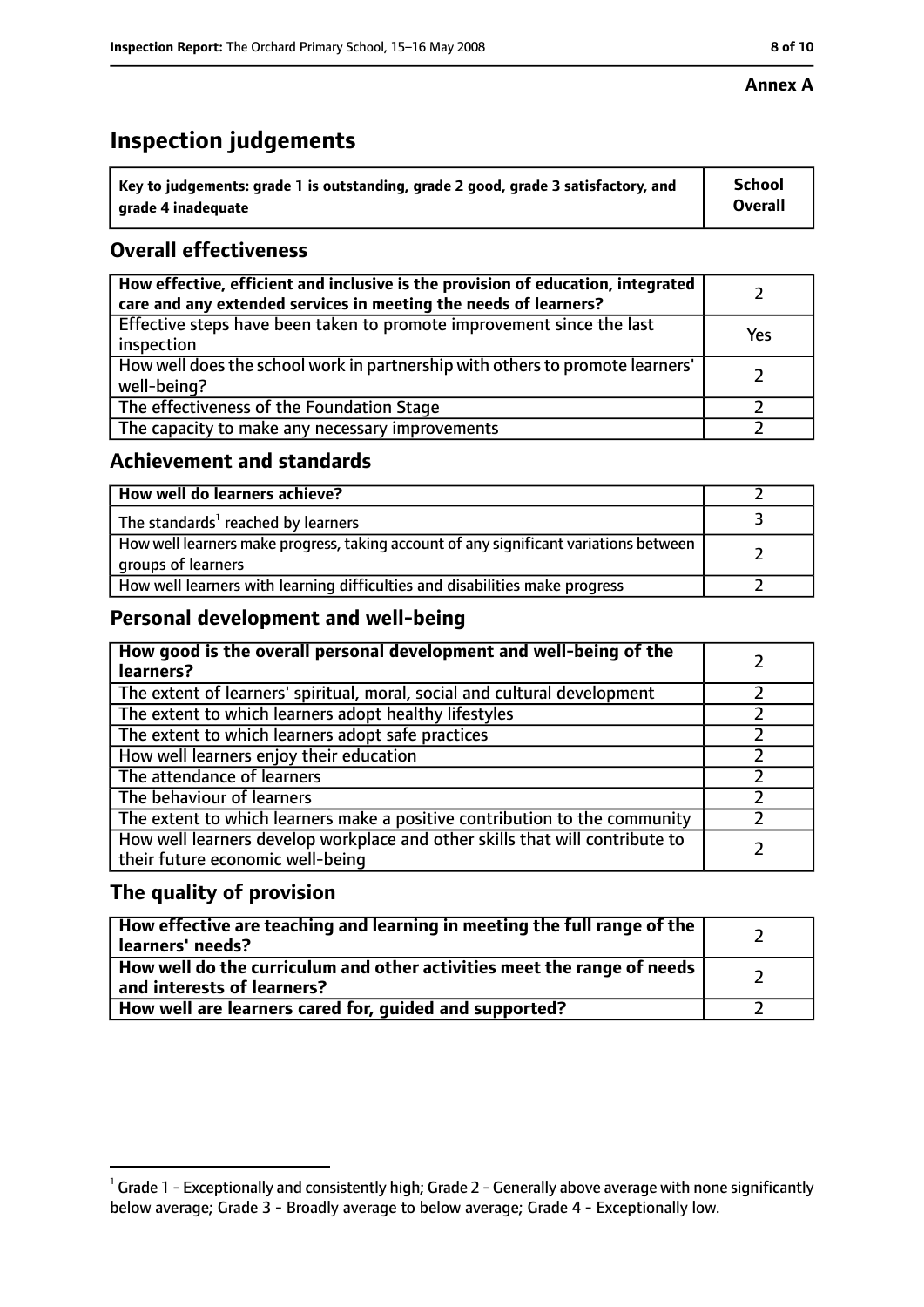**Annex A**

# Inspection judgements

| Key to judgements: grade 1 is outstanding, grade 2 good, grade 3 satisfactory, and grade 4 inadequate | School Overall |
| --- | --- |

## Overall effectiveness

| | |
| --- | --- |
| **How effective, efficient and inclusive is the provision of education, integrated care and any extended services in meeting the needs of learners?** | 2 |
| Effective steps have been taken to promote improvement since the last inspection | Yes |
| How well does the school work in partnership with others to promote learners' well-being? | 2 |
| The effectiveness of the Foundation Stage | 2 |
| The capacity to make any necessary improvements | 2 |

## Achievement and standards

| | |
| --- | --- |
| **How well do learners achieve?** | 2 |
| The standards[1] reached by learners | 3 |
| How well learners make progress, taking account of any significant variations between groups of learners | 2 |
| How well learners with learning difficulties and disabilities make progress | 2 |

## Personal development and well-being

| | |
| --- | --- |
| **How good is the overall personal development and well-being of the learners?** | 2 |
| The extent of learners' spiritual, moral, social and cultural development | 2 |
| The extent to which learners adopt healthy lifestyles | 2 |
| The extent to which learners adopt safe practices | 2 |
| How well learners enjoy their education | 2 |
| The attendance of learners | 2 |
| The behaviour of learners | 2 |
| The extent to which learners make a positive contribution to the community | 2 |
| How well learners develop workplace and other skills that will contribute to their future economic well-being | 2 |

## The quality of provision

| | |
| --- | --- |
| **How effective are teaching and learning in meeting the full range of the learners' needs?** | 2 |
| **How well do the curriculum and other activities meet the range of needs and interests of learners?** | 2 |
| **How well are learners cared for, guided and supported?** | 2 |

[1] Grade 1 - Exceptionally and consistently high; Grade 2 - Generally above average with none significantly below average; Grade 3 - Broadly average to below average; Grade 4 - Exceptionally low.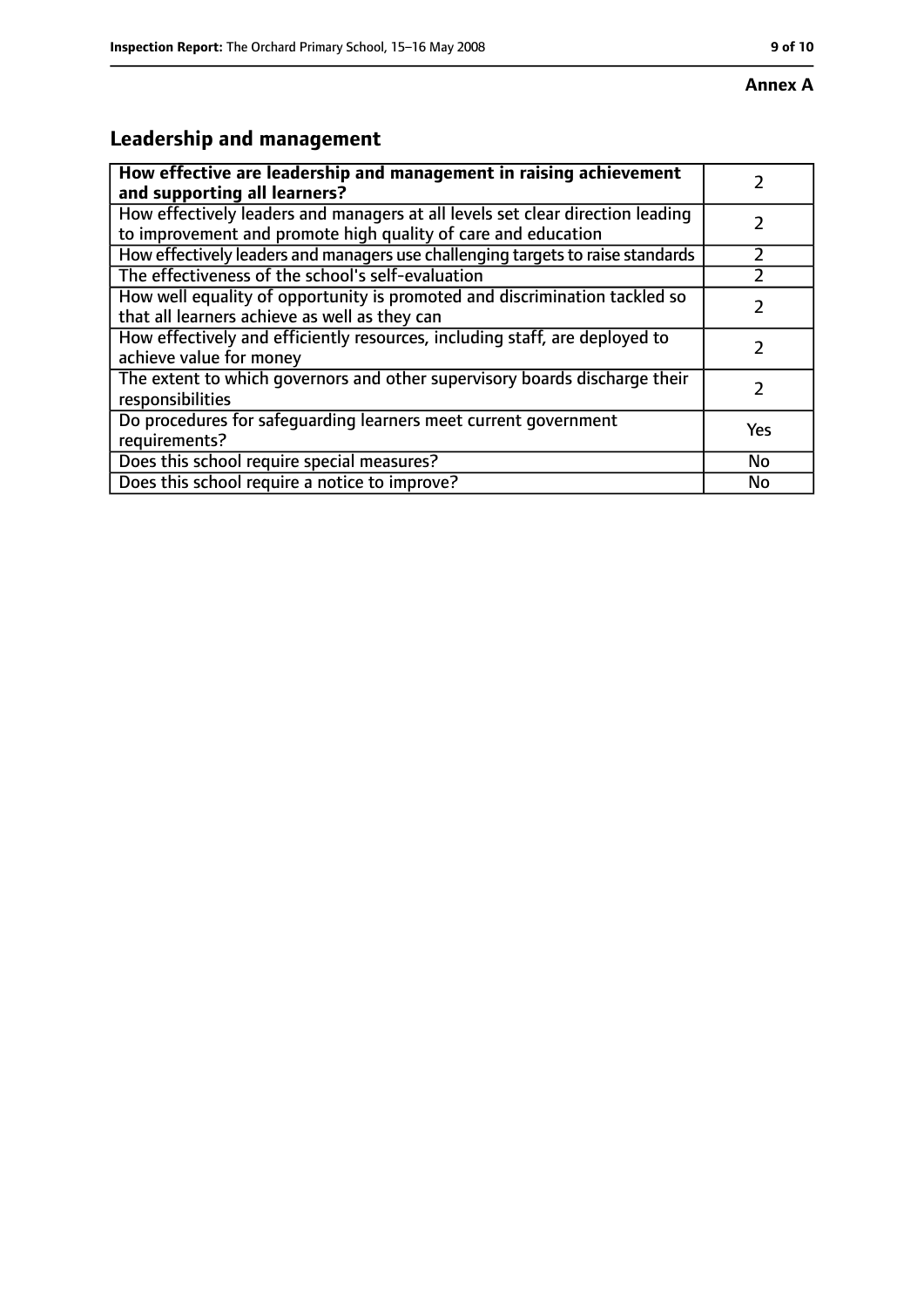**Annex A**

## Leadership and management

| **How effective are leadership and management in raising achievement and supporting all learners?** | 2 |
|---|---|
| How effectively leaders and managers at all levels set clear direction leading to improvement and promote high quality of care and education | 2 |
| How effectively leaders and managers use challenging targets to raise standards | 2 |
| The effectiveness of the school's self-evaluation | 2 |
| How well equality of opportunity is promoted and discrimination tackled so that all learners achieve as well as they can | 2 |
| How effectively and efficiently resources, including staff, are deployed to achieve value for money | 2 |
| The extent to which governors and other supervisory boards discharge their responsibilities | 2 |
| Do procedures for safeguarding learners meet current government requirements? | Yes |
| Does this school require special measures? | No |
| Does this school require a notice to improve? | No |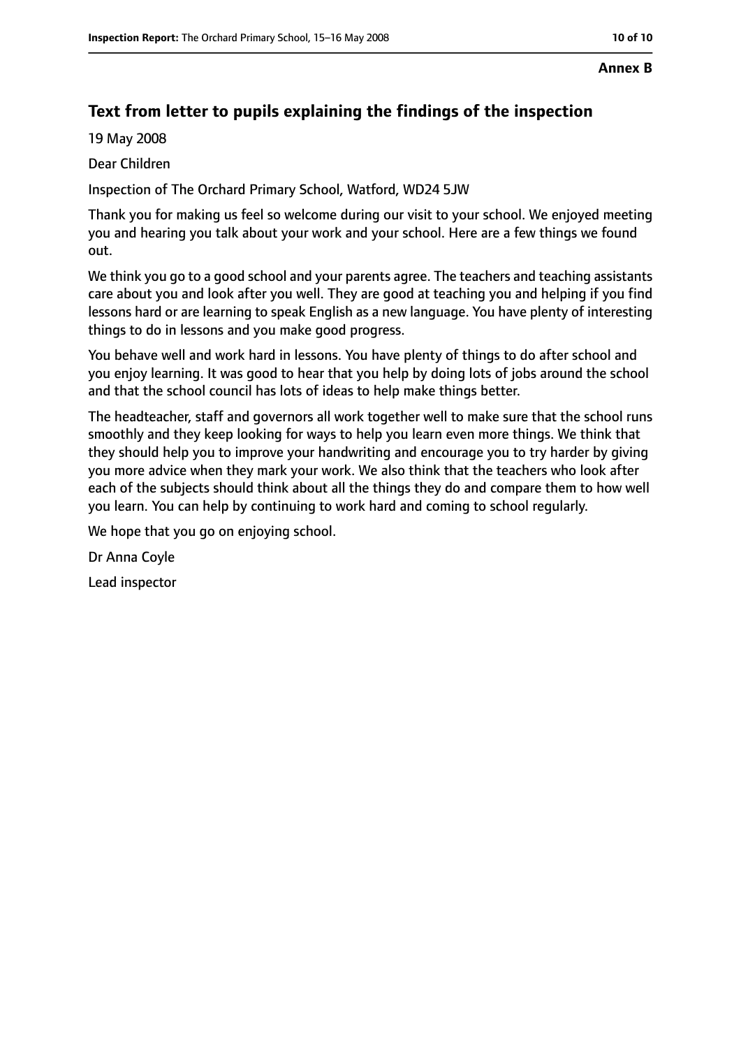**Annex B**

## Text from letter to pupils explaining the findings of the inspection

19 May 2008

Dear Children

Inspection of The Orchard Primary School, Watford, WD24 5JW

Thank you for making us feel so welcome during our visit to your school. We enjoyed meeting you and hearing you talk about your work and your school. Here are a few things we found out.

We think you go to a good school and your parents agree. The teachers and teaching assistants care about you and look after you well. They are good at teaching you and helping if you find lessons hard or are learning to speak English as a new language. You have plenty of interesting things to do in lessons and you make good progress.

You behave well and work hard in lessons. You have plenty of things to do after school and you enjoy learning. It was good to hear that you help by doing lots of jobs around the school and that the school council has lots of ideas to help make things better.

The headteacher, staff and governors all work together well to make sure that the school runs smoothly and they keep looking for ways to help you learn even more things. We think that they should help you to improve your handwriting and encourage you to try harder by giving you more advice when they mark your work. We also think that the teachers who look after each of the subjects should think about all the things they do and compare them to how well you learn. You can help by continuing to work hard and coming to school regularly.

We hope that you go on enjoying school.

Dr Anna Coyle

Lead inspector